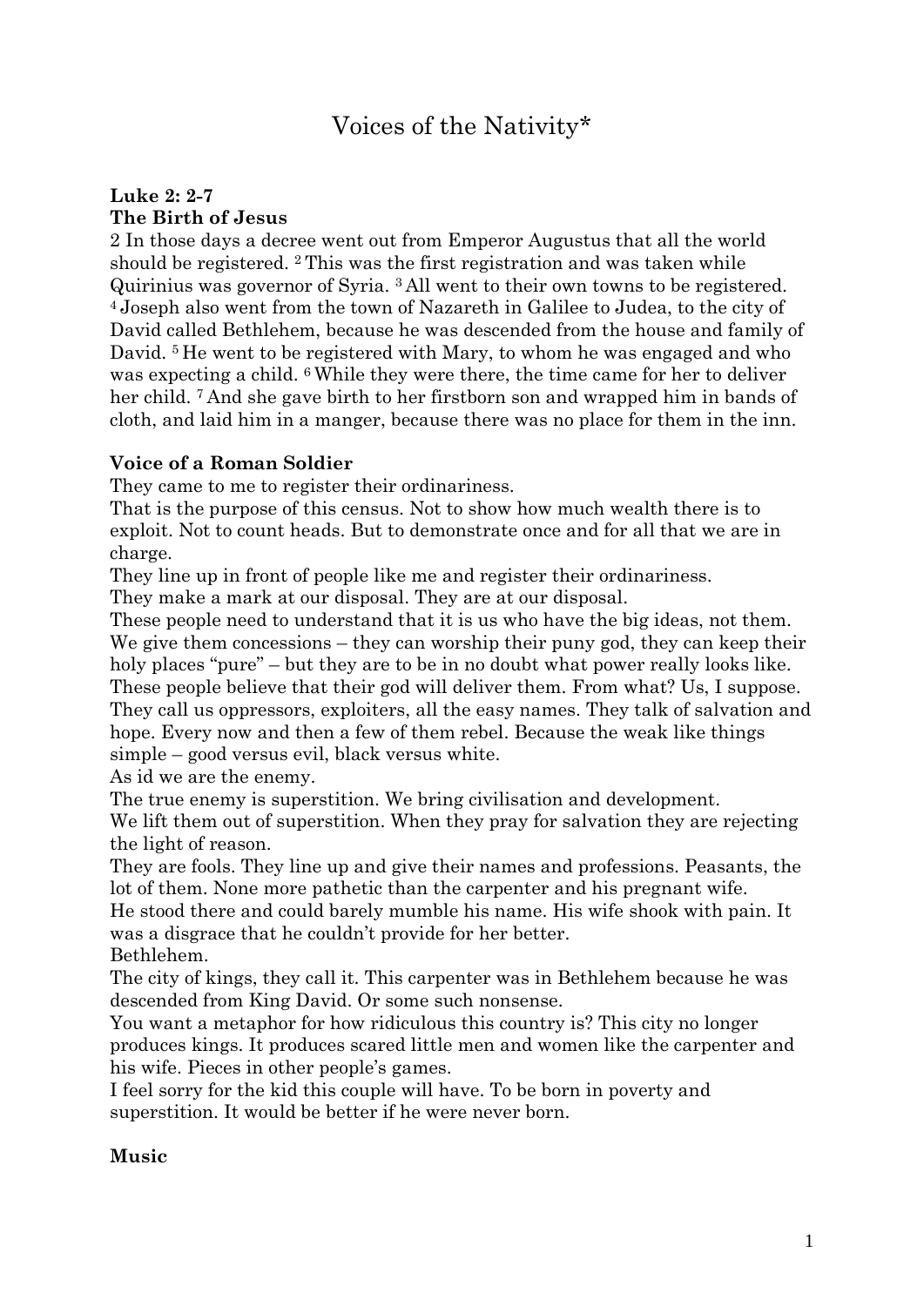# Voices of the Nativity*

**Luke 2: 2-7**
**The Birth of Jesus**

2 In those days a decree went out from Emperor Augustus that all the world should be registered. [2] This was the first registration and was taken while Quirinius was governor of Syria. [3] All went to their own towns to be registered. [4] Joseph also went from the town of Nazareth in Galilee to Judea, to the city of David called Bethlehem, because he was descended from the house and family of David. [5] He went to be registered with Mary, to whom he was engaged and who was expecting a child. [6] While they were there, the time came for her to deliver her child. [7] And she gave birth to her firstborn son and wrapped him in bands of cloth, and laid him in a manger, because there was no place for them in the inn.

**Voice of a Roman Soldier**

They came to me to register their ordinariness.
That is the purpose of this census. Not to show how much wealth there is to exploit. Not to count heads. But to demonstrate once and for all that we are in charge.
They line up in front of people like me and register their ordinariness.
They make a mark at our disposal. They are at our disposal.
These people need to understand that it is us who have the big ideas, not them. We give them concessions – they can worship their puny god, they can keep their holy places "pure" – but they are to be in no doubt what power really looks like. These people believe that their god will deliver them. From what? Us, I suppose. They call us oppressors, exploiters, all the easy names. They talk of salvation and hope. Every now and then a few of them rebel. Because the weak like things simple – good versus evil, black versus white.
As id we are the enemy.
The true enemy is superstition. We bring civilisation and development.
We lift them out of superstition. When they pray for salvation they are rejecting the light of reason.
They are fools. They line up and give their names and professions. Peasants, the lot of them. None more pathetic than the carpenter and his pregnant wife.
He stood there and could barely mumble his name. His wife shook with pain. It was a disgrace that he couldn't provide for her better.
Bethlehem.
The city of kings, they call it. This carpenter was in Bethlehem because he was descended from King David. Or some such nonsense.
You want a metaphor for how ridiculous this country is? This city no longer produces kings. It produces scared little men and women like the carpenter and his wife. Pieces in other people's games.
I feel sorry for the kid this couple will have. To be born in poverty and superstition. It would be better if he were never born.

**Music**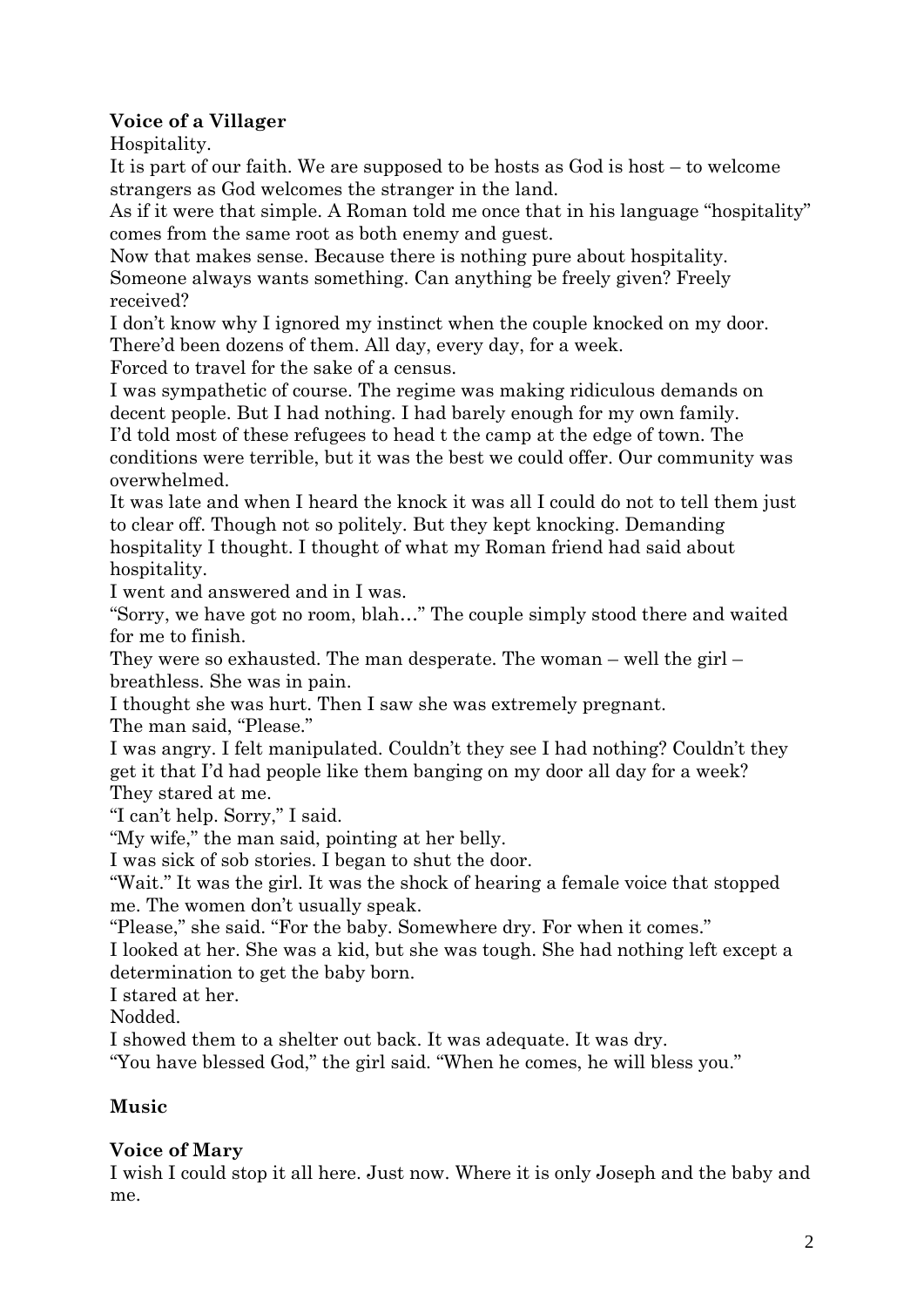**Voice of a Villager**

Hospitality.

It is part of our faith. We are supposed to be hosts as God is host – to welcome strangers as God welcomes the stranger in the land.

As if it were that simple. A Roman told me once that in his language "hospitality" comes from the same root as both enemy and guest.

Now that makes sense. Because there is nothing pure about hospitality. Someone always wants something. Can anything be freely given? Freely received?

I don't know why I ignored my instinct when the couple knocked on my door. There'd been dozens of them. All day, every day, for a week.

Forced to travel for the sake of a census.

I was sympathetic of course. The regime was making ridiculous demands on decent people. But I had nothing. I had barely enough for my own family.

I'd told most of these refugees to head t the camp at the edge of town. The conditions were terrible, but it was the best we could offer. Our community was overwhelmed.

It was late and when I heard the knock it was all I could do not to tell them just to clear off. Though not so politely. But they kept knocking. Demanding hospitality I thought. I thought of what my Roman friend had said about hospitality.

I went and answered and in I was.

"Sorry, we have got no room, blah…" The couple simply stood there and waited for me to finish.

They were so exhausted. The man desperate. The woman – well the girl – breathless. She was in pain.

I thought she was hurt. Then I saw she was extremely pregnant.

The man said, "Please."

I was angry. I felt manipulated. Couldn't they see I had nothing? Couldn't they get it that I'd had people like them banging on my door all day for a week?

They stared at me.

"I can't help. Sorry," I said.

"My wife," the man said, pointing at her belly.

I was sick of sob stories. I began to shut the door.

"Wait." It was the girl. It was the shock of hearing a female voice that stopped me. The women don't usually speak.

"Please," she said. "For the baby. Somewhere dry. For when it comes."

I looked at her. She was a kid, but she was tough. She had nothing left except a determination to get the baby born.

I stared at her.

Nodded.

I showed them to a shelter out back. It was adequate. It was dry.

"You have blessed God," the girl said. "When he comes, he will bless you."

**Music**

**Voice of Mary**

I wish I could stop it all here. Just now. Where it is only Joseph and the baby and me.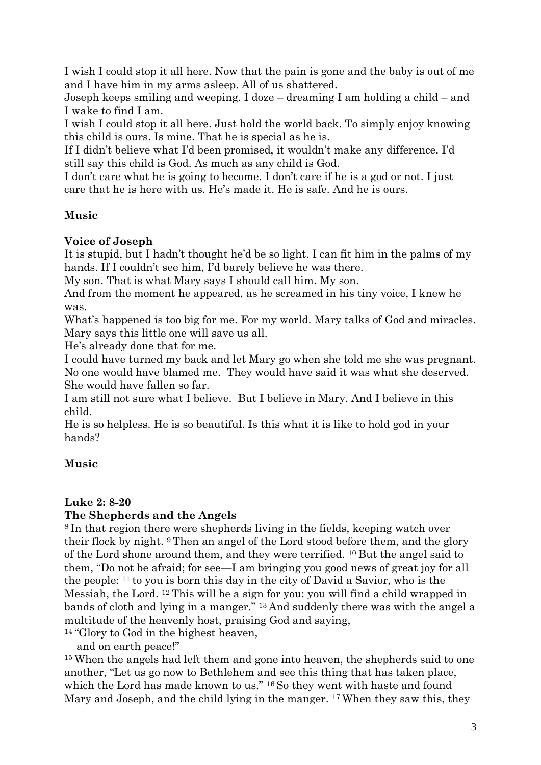I wish I could stop it all here. Now that the pain is gone and the baby is out of me and I have him in my arms asleep. All of us shattered.
Joseph keeps smiling and weeping. I doze – dreaming I am holding a child – and I wake to find I am.
I wish I could stop it all here. Just hold the world back. To simply enjoy knowing this child is ours. Is mine. That he is special as he is.
If I didn't believe what I'd been promised, it wouldn't make any difference. I'd still say this child is God. As much as any child is God.
I don't care what he is going to become. I don't care if he is a god or not. I just care that he is here with us. He's made it. He is safe. And he is ours.

**Music**

**Voice of Joseph**
It is stupid, but I hadn't thought he'd be so light. I can fit him in the palms of my hands. If I couldn't see him, I'd barely believe he was there.
My son. That is what Mary says I should call him. My son.
And from the moment he appeared, as he screamed in his tiny voice, I knew he was.
What's happened is too big for me. For my world. Mary talks of God and miracles. Mary says this little one will save us all.
He's already done that for me.
I could have turned my back and let Mary go when she told me she was pregnant. No one would have blamed me. They would have said it was what she deserved. She would have fallen so far.
I am still not sure what I believe. But I believe in Mary. And I believe in this child.
He is so helpless. He is so beautiful. Is this what it is like to hold god in your hands?

**Music**

**Luke 2: 8-20**
**The Shepherds and the Angels**
[8] In that region there were shepherds living in the fields, keeping watch over their flock by night. [9] Then an angel of the Lord stood before them, and the glory of the Lord shone around them, and they were terrified. [10] But the angel said to them, "Do not be afraid; for see—I am bringing you good news of great joy for all the people: [11] to you is born this day in the city of David a Savior, who is the Messiah, the Lord. [12] This will be a sign for you: you will find a child wrapped in bands of cloth and lying in a manger." [13] And suddenly there was with the angel a multitude of the heavenly host, praising God and saying,
[14] "Glory to God in the highest heaven,
  and on earth peace!"
[15] When the angels had left them and gone into heaven, the shepherds said to one another, "Let us go now to Bethlehem and see this thing that has taken place, which the Lord has made known to us." [16] So they went with haste and found Mary and Joseph, and the child lying in the manger. [17] When they saw this, they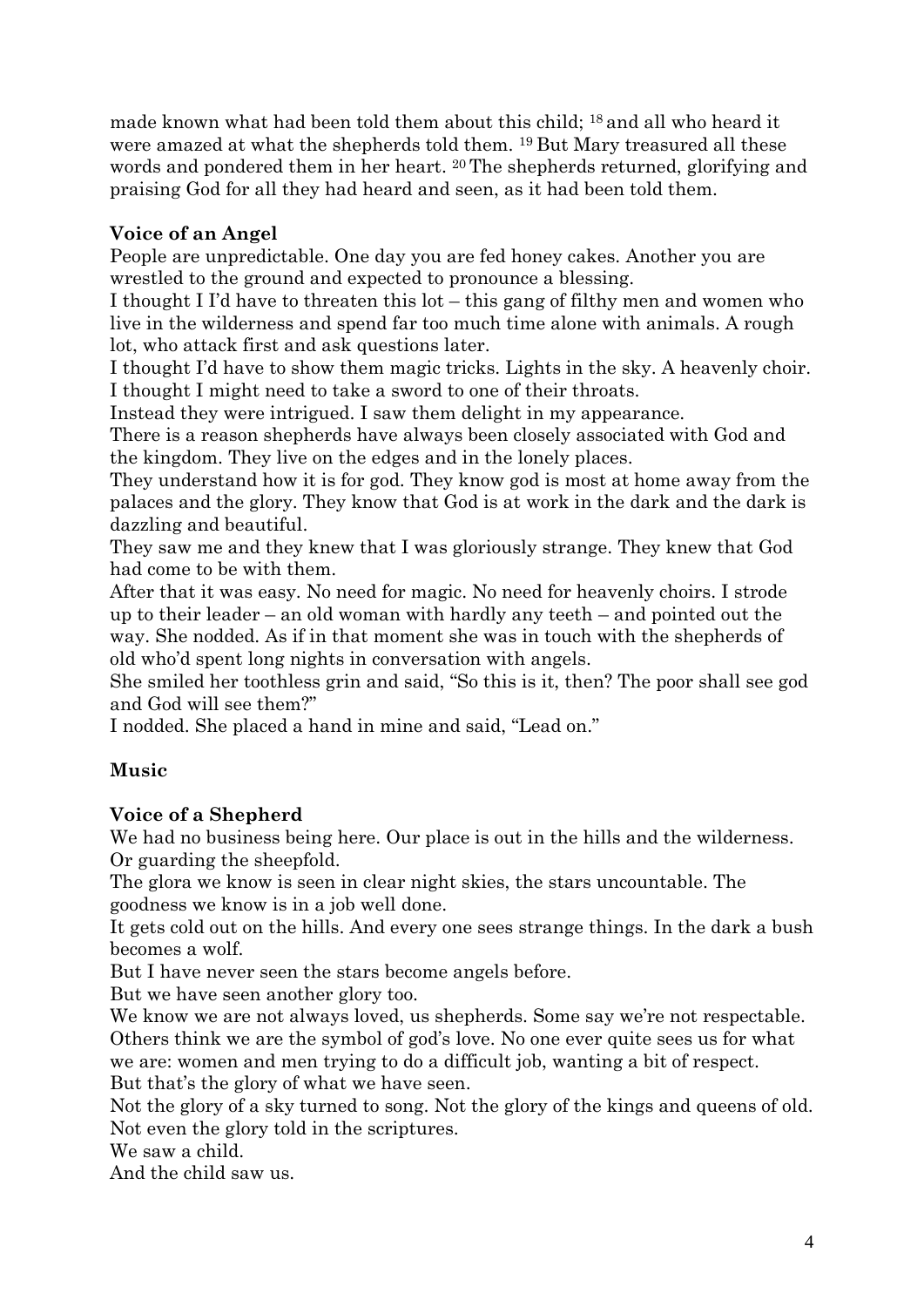made known what had been told them about this child; [18] and all who heard it were amazed at what the shepherds told them. [19] But Mary treasured all these words and pondered them in her heart. [20] The shepherds returned, glorifying and praising God for all they had heard and seen, as it had been told them.

**Voice of an Angel**

People are unpredictable. One day you are fed honey cakes. Another you are wrestled to the ground and expected to pronounce a blessing.

I thought I I'd have to threaten this lot – this gang of filthy men and women who live in the wilderness and spend far too much time alone with animals. A rough lot, who attack first and ask questions later.

I thought I'd have to show them magic tricks. Lights in the sky. A heavenly choir. I thought I might need to take a sword to one of their throats.

Instead they were intrigued. I saw them delight in my appearance.

There is a reason shepherds have always been closely associated with God and the kingdom. They live on the edges and in the lonely places.

They understand how it is for god. They know god is most at home away from the palaces and the glory. They know that God is at work in the dark and the dark is dazzling and beautiful.

They saw me and they knew that I was gloriously strange. They knew that God had come to be with them.

After that it was easy. No need for magic. No need for heavenly choirs. I strode up to their leader – an old woman with hardly any teeth – and pointed out the way. She nodded. As if in that moment she was in touch with the shepherds of old who'd spent long nights in conversation with angels.

She smiled her toothless grin and said, "So this is it, then? The poor shall see god and God will see them?"

I nodded. She placed a hand in mine and said, "Lead on."

**Music**

**Voice of a Shepherd**

We had no business being here. Our place is out in the hills and the wilderness. Or guarding the sheepfold.

The glora we know is seen in clear night skies, the stars uncountable. The goodness we know is in a job well done.

It gets cold out on the hills. And every one sees strange things. In the dark a bush becomes a wolf.

But I have never seen the stars become angels before.

But we have seen another glory too.

We know we are not always loved, us shepherds. Some say we're not respectable. Others think we are the symbol of god's love. No one ever quite sees us for what we are: women and men trying to do a difficult job, wanting a bit of respect.

But that's the glory of what we have seen.

Not the glory of a sky turned to song. Not the glory of the kings and queens of old. Not even the glory told in the scriptures.

We saw a child.

And the child saw us.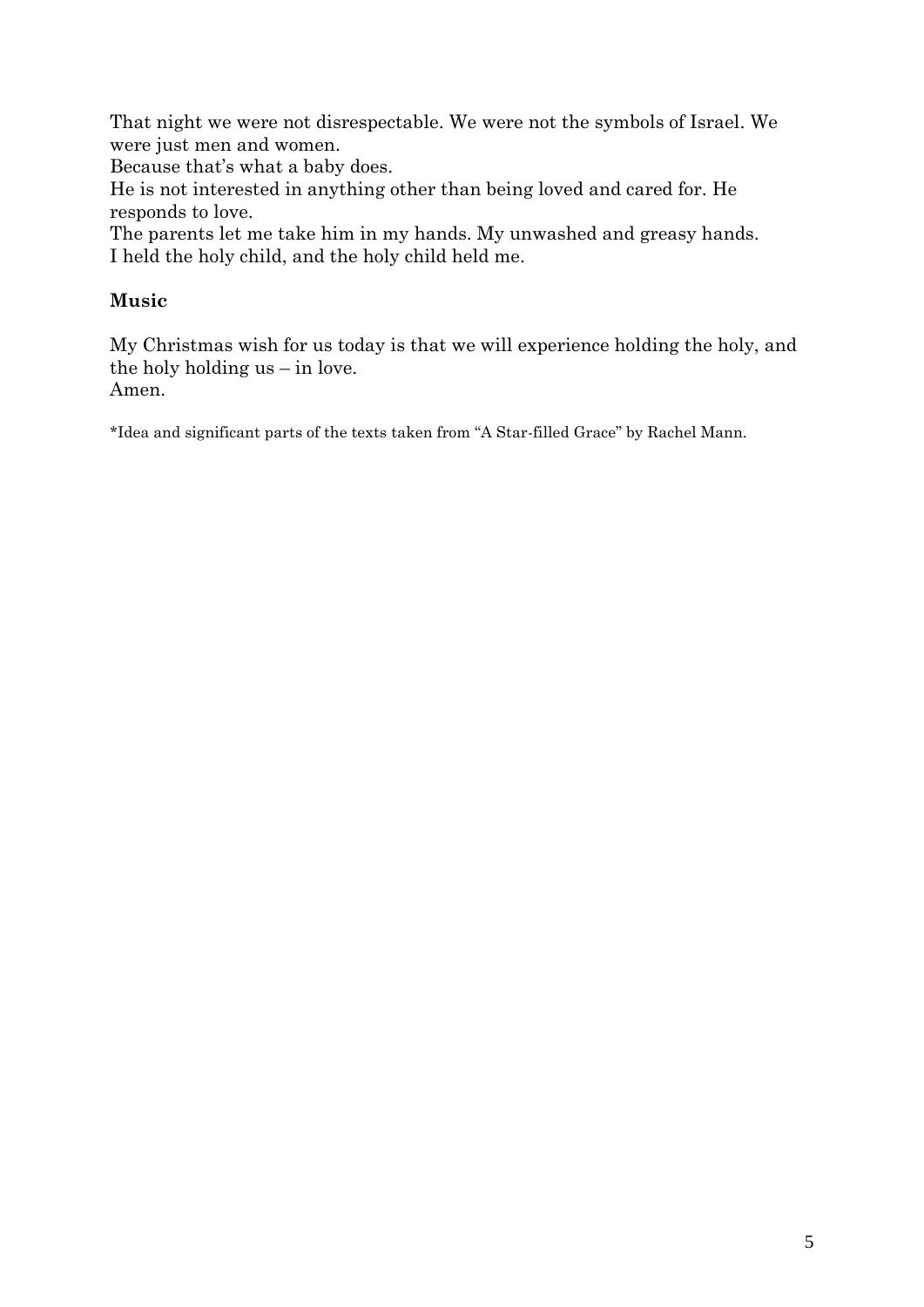That night we were not disrespectable. We were not the symbols of Israel. We were just men and women.
Because that's what a baby does.
He is not interested in anything other than being loved and cared for. He responds to love.
The parents let me take him in my hands. My unwashed and greasy hands.
I held the holy child, and the holy child held me.

**Music**

My Christmas wish for us today is that we will experience holding the holy, and the holy holding us – in love.
Amen.

*Idea and significant parts of the texts taken from "A Star-filled Grace" by Rachel Mann.